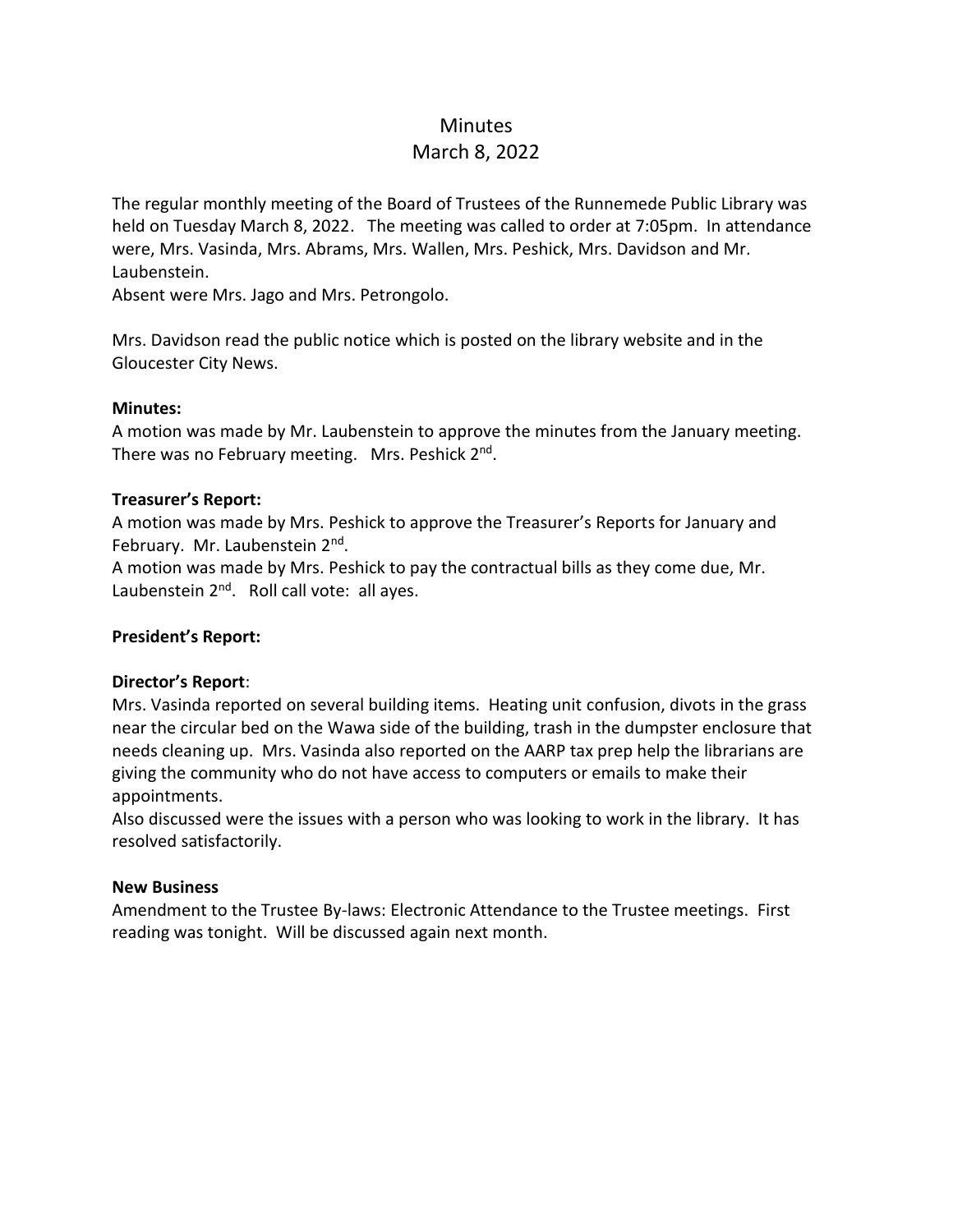# Minutes

## March 8, 2022

The regular monthly meeting of the Board of Trustees of the Runnemede Public Library was held on Tuesday March 8, 2022. The meeting was called to order at 7:05pm. In attendance were, Mrs. Vasinda, Mrs. Abrams, Mrs. Wallen, Mrs. Peshick, Mrs. Davidson and Mr. Laubenstein.
Absent were Mrs. Jago and Mrs. Petrongolo.

Mrs. Davidson read the public notice which is posted on the library website and in the Gloucester City News.

**Minutes:**
A motion was made by Mr. Laubenstein to approve the minutes from the January meeting. There was no February meeting. Mrs. Peshick 2nd.

**Treasurer's Report:**
A motion was made by Mrs. Peshick to approve the Treasurer's Reports for January and February. Mr. Laubenstein 2nd.
A motion was made by Mrs. Peshick to pay the contractual bills as they come due, Mr. Laubenstein 2nd. Roll call vote: all ayes.

**President's Report:**

**Director's Report**:
Mrs. Vasinda reported on several building items. Heating unit confusion, divots in the grass near the circular bed on the Wawa side of the building, trash in the dumpster enclosure that needs cleaning up. Mrs. Vasinda also reported on the AARP tax prep help the librarians are giving the community who do not have access to computers or emails to make their appointments.
Also discussed were the issues with a person who was looking to work in the library. It has resolved satisfactorily.

**New Business**
Amendment to the Trustee By-laws: Electronic Attendance to the Trustee meetings. First reading was tonight. Will be discussed again next month.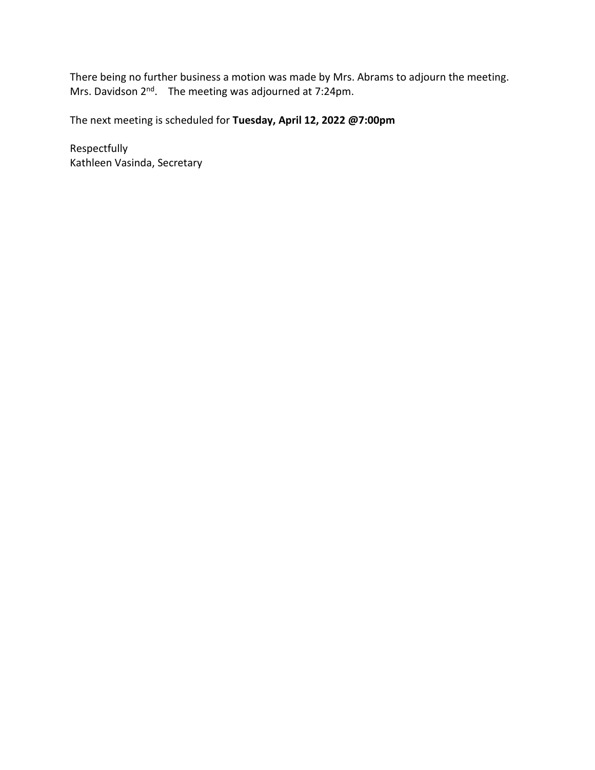There being no further business a motion was made by Mrs. Abrams to adjourn the meeting. Mrs. Davidson 2nd. The meeting was adjourned at 7:24pm.

The next meeting is scheduled for **Tuesday, April 12, 2022 @7:00pm**

Respectfully
Kathleen Vasinda, Secretary